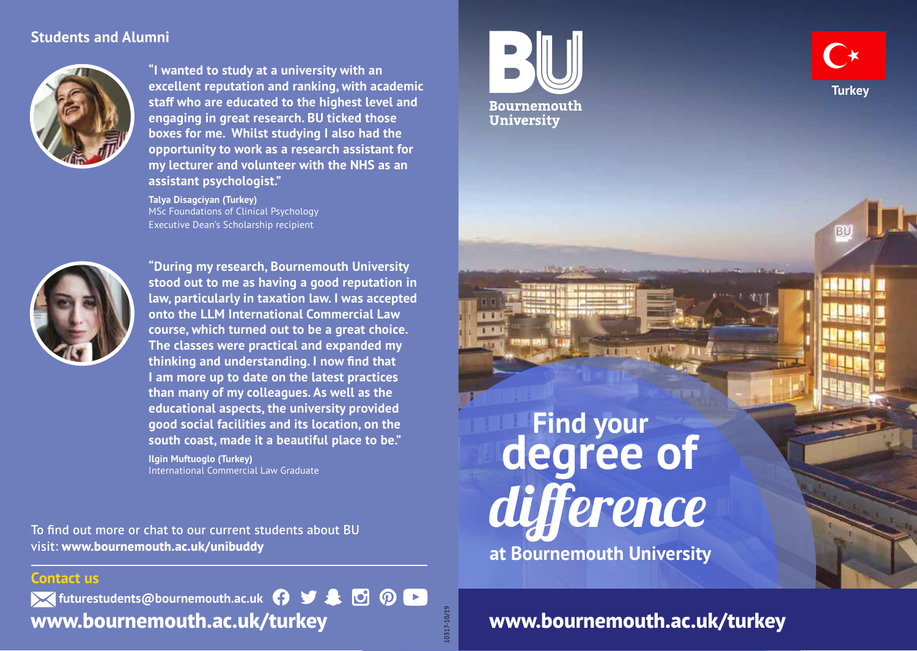## Students and Alumni

**"I wanted to study at a university with an excellent reputation and ranking, with academic staff who are educated to the highest level and engaging in great research. BU ticked those boxes for me. Whilst studying I also had the opportunity to work as a research assistant for my lecturer and volunteer with the NHS as an assistant psychologist."**

**Talya Disagciyan (Turkey)**
MSc Foundations of Clinical Psychology
Executive Dean's Scholarship recipient

**"During my research, Bournemouth University stood out to me as having a good reputation in law, particularly in taxation law. I was accepted onto the LLM International Commercial Law course, which turned out to be a great choice. The classes were practical and expanded my thinking and understanding. I now find that I am more up to date on the latest practices than many of my colleagues. As well as the educational aspects, the university provided good social facilities and its location, on the south coast, made it a beautiful place to be."**

**Ilgin Muftuoglo (Turkey)**
International Commercial Law Graduate

To find out more or chat to our current students about BU visit: **www.bournemouth.ac.uk/unibuddy**

### Contact us

**futurestudents@bournemouth.ac.uk**

**www.bournemouth.ac.uk/turkey**

10317-10/19

Bournemouth University

Turkey

# Find your degree of *difference*

**at Bournemouth University**

**www.bournemouth.ac.uk/turkey**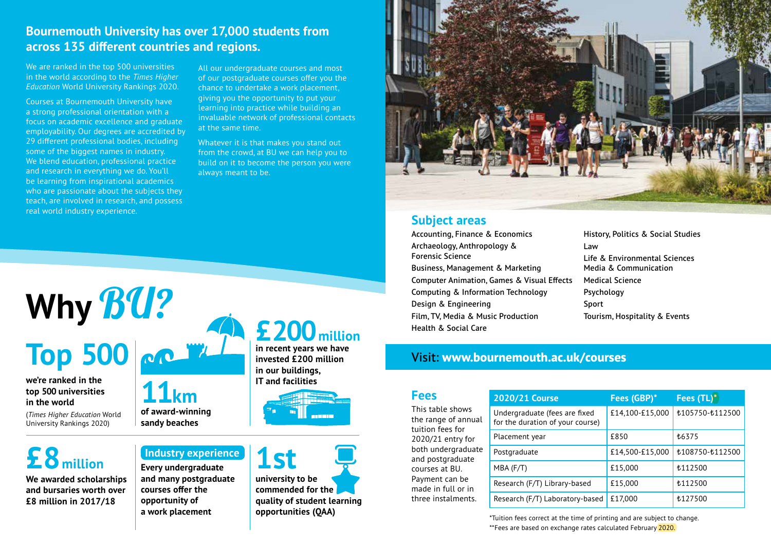## Bournemouth University has over 17,000 students from across 135 different countries and regions.

We are ranked in the top 500 universities in the world according to the *Times Higher Education* World University Rankings 2020.

Courses at Bournemouth University have a strong professional orientation with a focus on academic excellence and graduate employability. Our degrees are accredited by 29 different professional bodies, including some of the biggest names in industry. We blend education, professional practice and research in everything we do. You'll be learning from inspirational academics who are passionate about the subjects they teach, are involved in research, and possess real world industry experience.

All our undergraduate courses and most of our postgraduate courses offer you the chance to undertake a work placement, giving you the opportunity to put your learning into practice while building an invaluable network of professional contacts at the same time.

Whatever it is that makes you stand out from the crowd, at BU we can help you to build on it to become the person you were always meant to be.

# Why *BU?*

**Top 500**

**we're ranked in the top 500 universities in the world**

(*Times Higher Education* World University Rankings 2020)

**11km**

**of award-winning sandy beaches**

**£200 million**

**in recent years we have invested £200 million in our buildings, IT and facilities**

**£8 million**

**We awarded scholarships and bursaries worth over £8 million in 2017/18**

**Industry experience**

**Every undergraduate and many postgraduate courses offer the opportunity of a work placement**

**1st**

**university to be commended for the quality of student learning opportunities (QAA)**

## Subject areas

- Accounting, Finance & Economics
- Archaeology, Anthropology & Forensic Science
- Business, Management & Marketing
- Computer Animation, Games & Visual Effects
- Computing & Information Technology
- Design & Engineering
- Film, TV, Media & Music Production
- Health & Social Care
- History, Politics & Social Studies
- Law
- Life & Environmental Sciences
- Media & Communication
- Medical Science
- Psychology
- Sport
- Tourism, Hospitality & Events

## Visit: **www.bournemouth.ac.uk/courses**

## Fees

This table shows the range of annual tuition fees for 2020/21 entry for both undergraduate and postgraduate courses at BU. Payment can be made in full or in three instalments.

| 2020/21 Course | Fees (GBP)* | Fees (TL)** |
|---|---|---|
| Undergraduate (fees are fixed for the duration of your course) | £14,100-£15,000 | ₺105750-₺112500 |
| Placement year | £850 | ₺6375 |
| Postgraduate | £14,500-£15,000 | ₺108750-₺112500 |
| MBA (F/T) | £15,000 | ₺112500 |
| Research (F/T) Library-based | £15,000 | ₺112500 |
| Research (F/T) Laboratory-based | £17,000 | ₺127500 |

*Tuition fees correct at the time of printing and are subject to change.

**Fees are based on exchange rates calculated February 2020.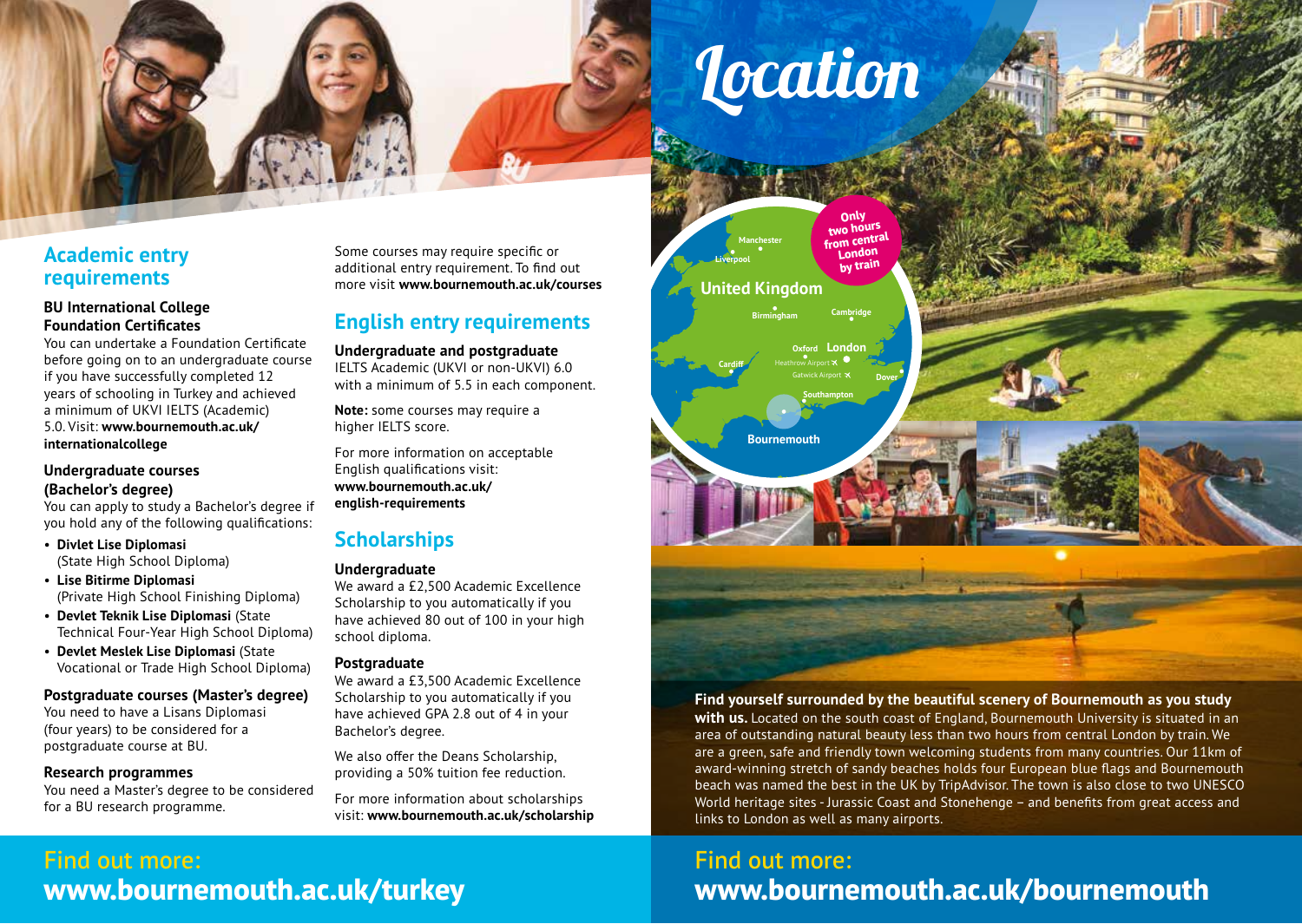## Academic entry requirements

### BU International College Foundation Certificates

You can undertake a Foundation Certificate before going on to an undergraduate course if you have successfully completed 12 years of schooling in Turkey and achieved a minimum of UKVI IELTS (Academic) 5.0. Visit: **www.bournemouth.ac.uk/internationalcollege**

### Undergraduate courses (Bachelor's degree)

You can apply to study a Bachelor's degree if you hold any of the following qualifications:

- **Divlet Lise Diplomasi** (State High School Diploma)
- **Lise Bitirme Diplomasi** (Private High School Finishing Diploma)
- **Devlet Teknik Lise Diplomasi** (State Technical Four-Year High School Diploma)
- **Devlet Meslek Lise Diplomasi** (State Vocational or Trade High School Diploma)

### Postgraduate courses (Master's degree)

You need to have a Lisans Diplomasi (four years) to be considered for a postgraduate course at BU.

### Research programmes

You need a Master's degree to be considered for a BU research programme.

Some courses may require specific or additional entry requirement. To find out more visit **www.bournemouth.ac.uk/courses**

## English entry requirements

### Undergraduate and postgraduate

IELTS Academic (UKVI or non-UKVI) 6.0 with a minimum of 5.5 in each component.

**Note:** some courses may require a higher IELTS score.

For more information on acceptable English qualifications visit: **www.bournemouth.ac.uk/english-requirements**

## Scholarships

### Undergraduate

We award a £2,500 Academic Excellence Scholarship to you automatically if you have achieved 80 out of 100 in your high school diploma.

### Postgraduate

We award a £3,500 Academic Excellence Scholarship to you automatically if you have achieved GPA 2.8 out of 4 in your Bachelor's degree.

We also offer the Deans Scholarship, providing a 50% tuition fee reduction.

For more information about scholarships visit: **www.bournemouth.ac.uk/scholarship**

Find out more:
**www.bournemouth.ac.uk/turkey**

# Location

Only two hours from central London by train

**Find yourself surrounded by the beautiful scenery of Bournemouth as you study with us.** Located on the south coast of England, Bournemouth University is situated in an area of outstanding natural beauty less than two hours from central London by train. We are a green, safe and friendly town welcoming students from many countries. Our 11km of award-winning stretch of sandy beaches holds four European blue flags and Bournemouth beach was named the best in the UK by TripAdvisor. The town is also close to two UNESCO World heritage sites - Jurassic Coast and Stonehenge – and benefits from great access and links to London as well as many airports.

Find out more:
**www.bournemouth.ac.uk/bournemouth**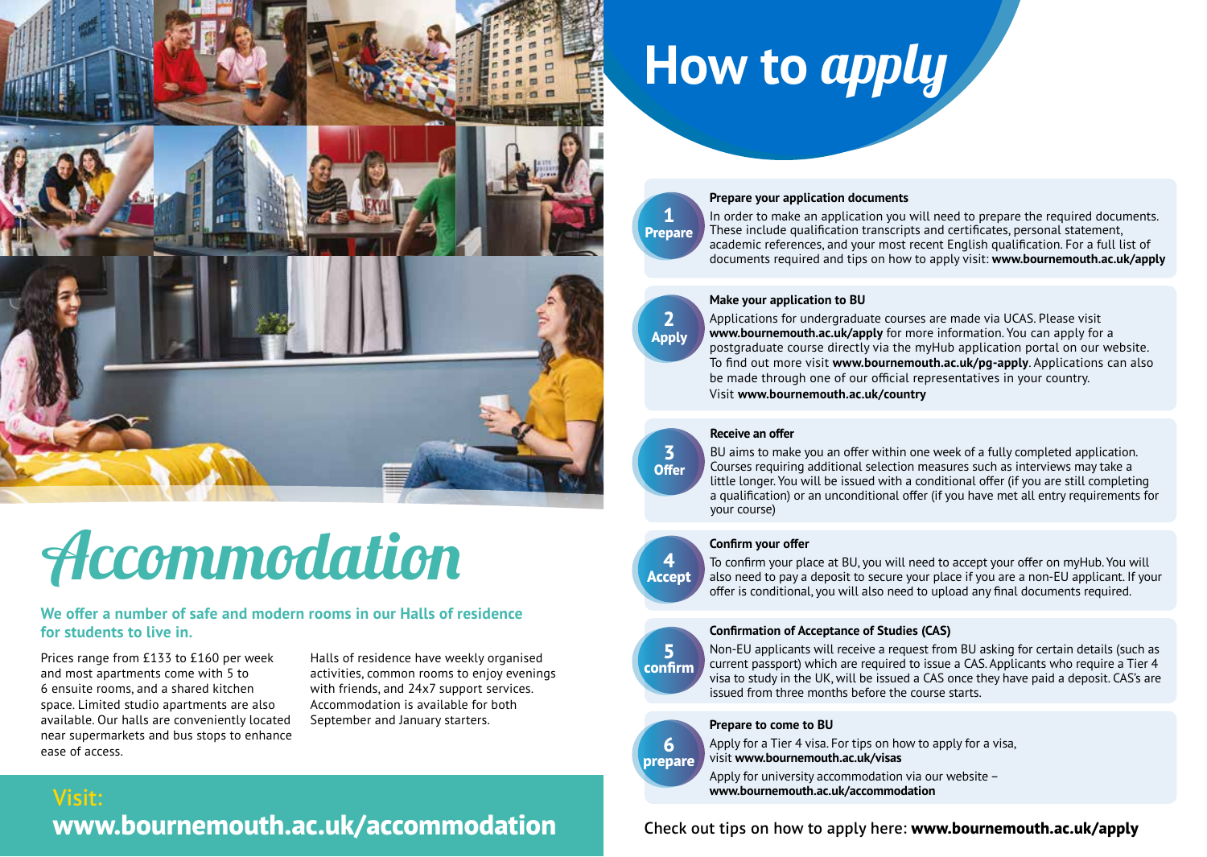# Accommodation

**We offer a number of safe and modern rooms in our Halls of residence for students to live in.**

Prices range from £133 to £160 per week and most apartments come with 5 to 6 ensuite rooms, and a shared kitchen space. Limited studio apartments are also available. Our halls are conveniently located near supermarkets and bus stops to enhance ease of access.

Halls of residence have weekly organised activities, common rooms to enjoy evenings with friends, and 24x7 support services. Accommodation is available for both September and January starters.

Visit:
**www.bournemouth.ac.uk/accommodation**

# How to *apply*

**1 Prepare**

**Prepare your application documents**

In order to make an application you will need to prepare the required documents. These include qualification transcripts and certificates, personal statement, academic references, and your most recent English qualification. For a full list of documents required and tips on how to apply visit: **www.bournemouth.ac.uk/apply**

**2 Apply**

**Make your application to BU**

Applications for undergraduate courses are made via UCAS. Please visit **www.bournemouth.ac.uk/apply** for more information. You can apply for a postgraduate course directly via the myHub application portal on our website. To find out more visit **www.bournemouth.ac.uk/pg-apply**. Applications can also be made through one of our official representatives in your country. Visit **www.bournemouth.ac.uk/country**

**3 Offer**

**Receive an offer**

BU aims to make you an offer within one week of a fully completed application. Courses requiring additional selection measures such as interviews may take a little longer. You will be issued with a conditional offer (if you are still completing a qualification) or an unconditional offer (if you have met all entry requirements for your course)

**4 Accept**

**Confirm your offer**

To confirm your place at BU, you will need to accept your offer on myHub. You will also need to pay a deposit to secure your place if you are a non-EU applicant. If your offer is conditional, you will also need to upload any final documents required.

**5 confirm**

**Confirmation of Acceptance of Studies (CAS)**

Non-EU applicants will receive a request from BU asking for certain details (such as current passport) which are required to issue a CAS. Applicants who require a Tier 4 visa to study in the UK, will be issued a CAS once they have paid a deposit. CAS's are issued from three months before the course starts.

**6 prepare**

**Prepare to come to BU**

Apply for a Tier 4 visa. For tips on how to apply for a visa, visit **www.bournemouth.ac.uk/visas**

Apply for university accommodation via our website – **www.bournemouth.ac.uk/accommodation**

Check out tips on how to apply here: **www.bournemouth.ac.uk/apply**